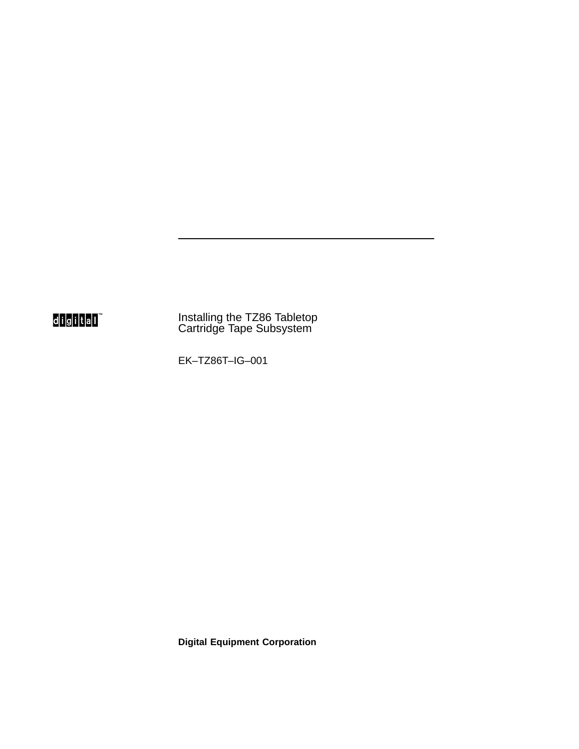digital™

# Installing the TZ86 Tabletop Cartridge Tape Subsystem

EK–TZ86T–IG–001

**Digital Equipment Corporation**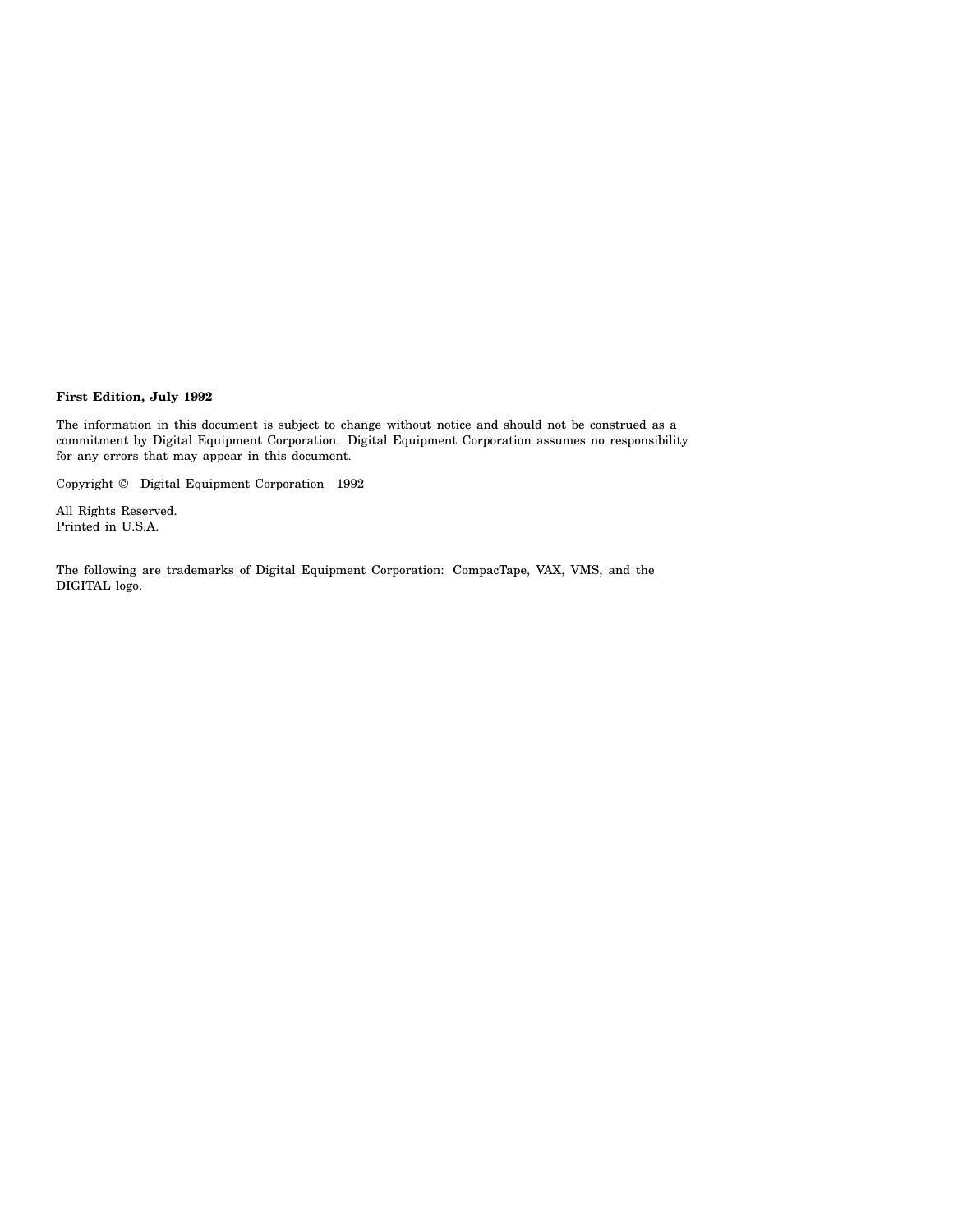**First Edition, July 1992**

The information in this document is subject to change without notice and should not be construed as a commitment by Digital Equipment Corporation. Digital Equipment Corporation assumes no responsibility for any errors that may appear in this document.

Copyright © Digital Equipment Corporation 1992

All Rights Reserved.
Printed in U.S.A.

The following are trademarks of Digital Equipment Corporation: CompacTape, VAX, VMS, and the DIGITAL logo.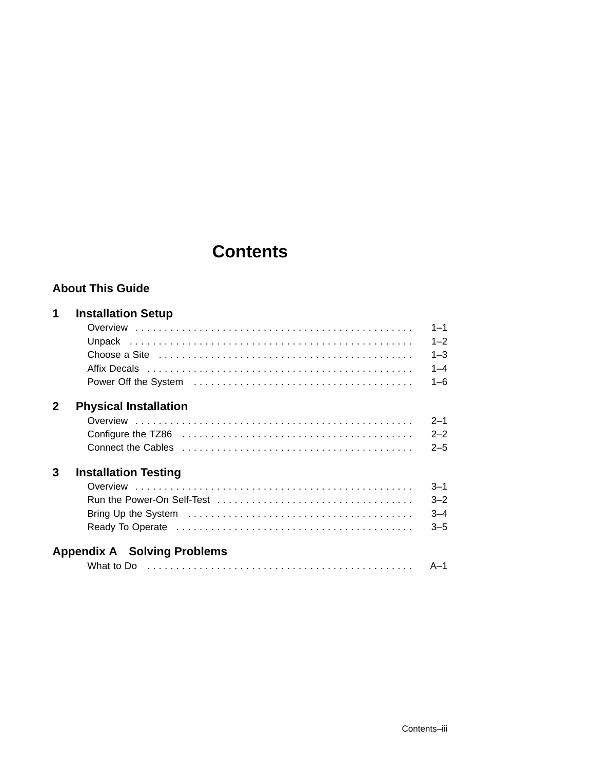# Contents

## About This Guide

## 1 Installation Setup

- Overview . . . . . . . . . . . . . . . . . . . . . . . . . . . . . . . . . . . . . . . . . . . . . . . 1–1
- Unpack . . . . . . . . . . . . . . . . . . . . . . . . . . . . . . . . . . . . . . . . . . . . . . . . 1–2
- Choose a Site . . . . . . . . . . . . . . . . . . . . . . . . . . . . . . . . . . . . . . . . . . . 1–3
- Affix Decals . . . . . . . . . . . . . . . . . . . . . . . . . . . . . . . . . . . . . . . . . . . . . 1–4
- Power Off the System . . . . . . . . . . . . . . . . . . . . . . . . . . . . . . . . . . . . . 1–6

## 2 Physical Installation

- Overview . . . . . . . . . . . . . . . . . . . . . . . . . . . . . . . . . . . . . . . . . . . . . . . 2–1
- Configure the TZ86 . . . . . . . . . . . . . . . . . . . . . . . . . . . . . . . . . . . . . . . 2–2
- Connect the Cables . . . . . . . . . . . . . . . . . . . . . . . . . . . . . . . . . . . . . . . 2–5

## 3 Installation Testing

- Overview . . . . . . . . . . . . . . . . . . . . . . . . . . . . . . . . . . . . . . . . . . . . . . . 3–1
- Run the Power-On Self-Test . . . . . . . . . . . . . . . . . . . . . . . . . . . . . . . . . 3–2
- Bring Up the System . . . . . . . . . . . . . . . . . . . . . . . . . . . . . . . . . . . . . . 3–4
- Ready To Operate . . . . . . . . . . . . . . . . . . . . . . . . . . . . . . . . . . . . . . . . 3–5

## Appendix A Solving Problems

- What to Do . . . . . . . . . . . . . . . . . . . . . . . . . . . . . . . . . . . . . . . . . . . . . A–1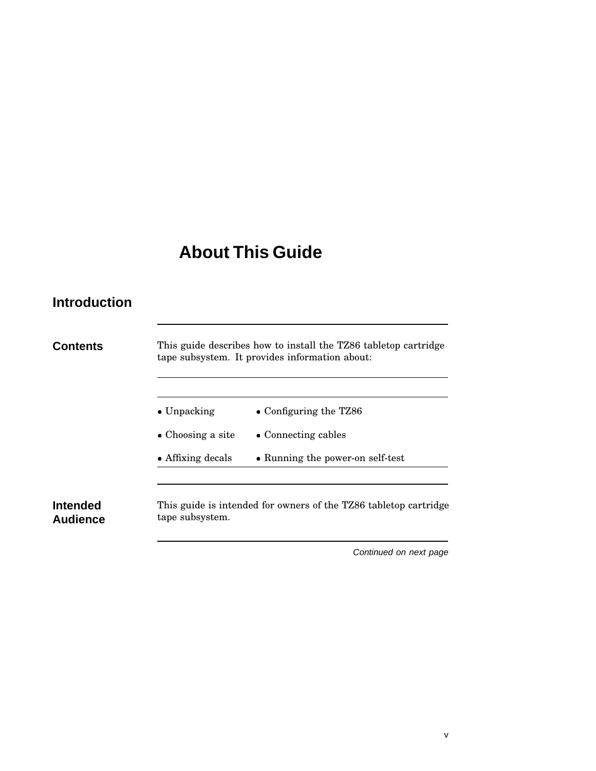# About This Guide

## Introduction

### Contents

This guide describes how to install the TZ86 tabletop cartridge tape subsystem. It provides information about:

- Unpacking
- Choosing a site
- Affixing decals
- Configuring the TZ86
- Connecting cables
- Running the power-on self-test

### Intended Audience

This guide is intended for owners of the TZ86 tabletop cartridge tape subsystem.

*Continued on next page*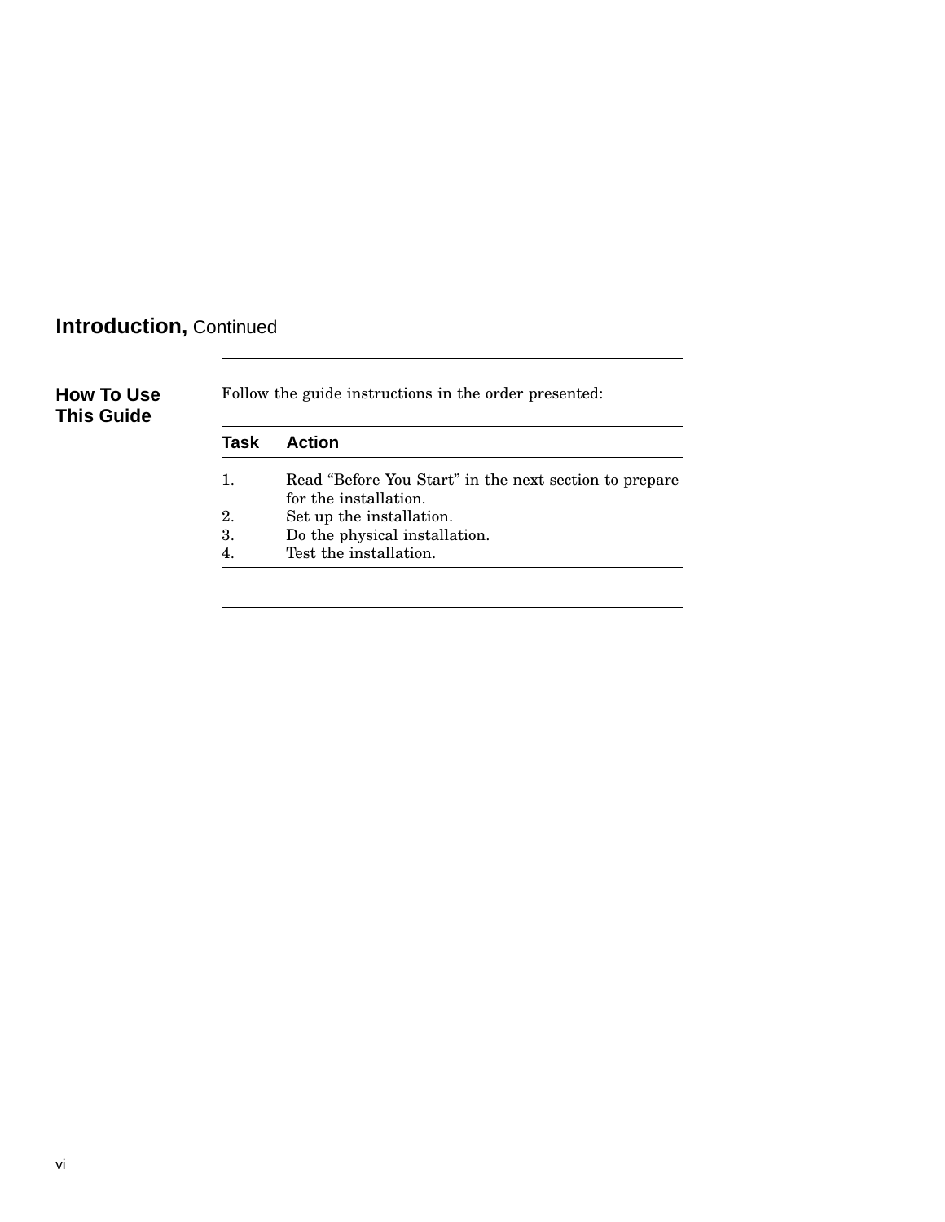## Introduction, Continued

### How To Use This Guide

Follow the guide instructions in the order presented:

| Task | Action |
| --- | --- |
| 1. | Read “Before You Start” in the next section to prepare for the installation. |
| 2. | Set up the installation. |
| 3. | Do the physical installation. |
| 4. | Test the installation. |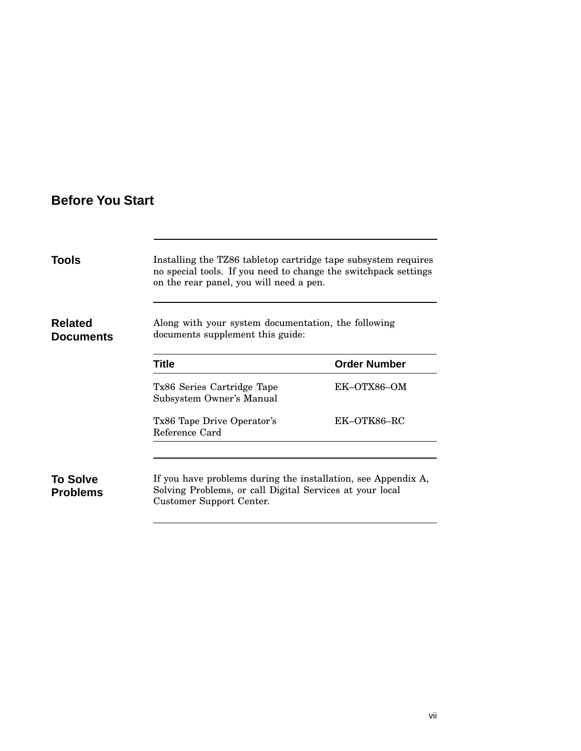# Before You Start

## Tools

Installing the TZ86 tabletop cartridge tape subsystem requires no special tools. If you need to change the switchpack settings on the rear panel, you will need a pen.

## Related Documents

Along with your system documentation, the following documents supplement this guide:

| Title | Order Number |
| --- | --- |
| Tx86 Series Cartridge Tape Subsystem Owner's Manual | EK–OTX86–OM |
| Tx86 Tape Drive Operator's Reference Card | EK–OTK86–RC |

## To Solve Problems

If you have problems during the installation, see Appendix A, Solving Problems, or call Digital Services at your local Customer Support Center.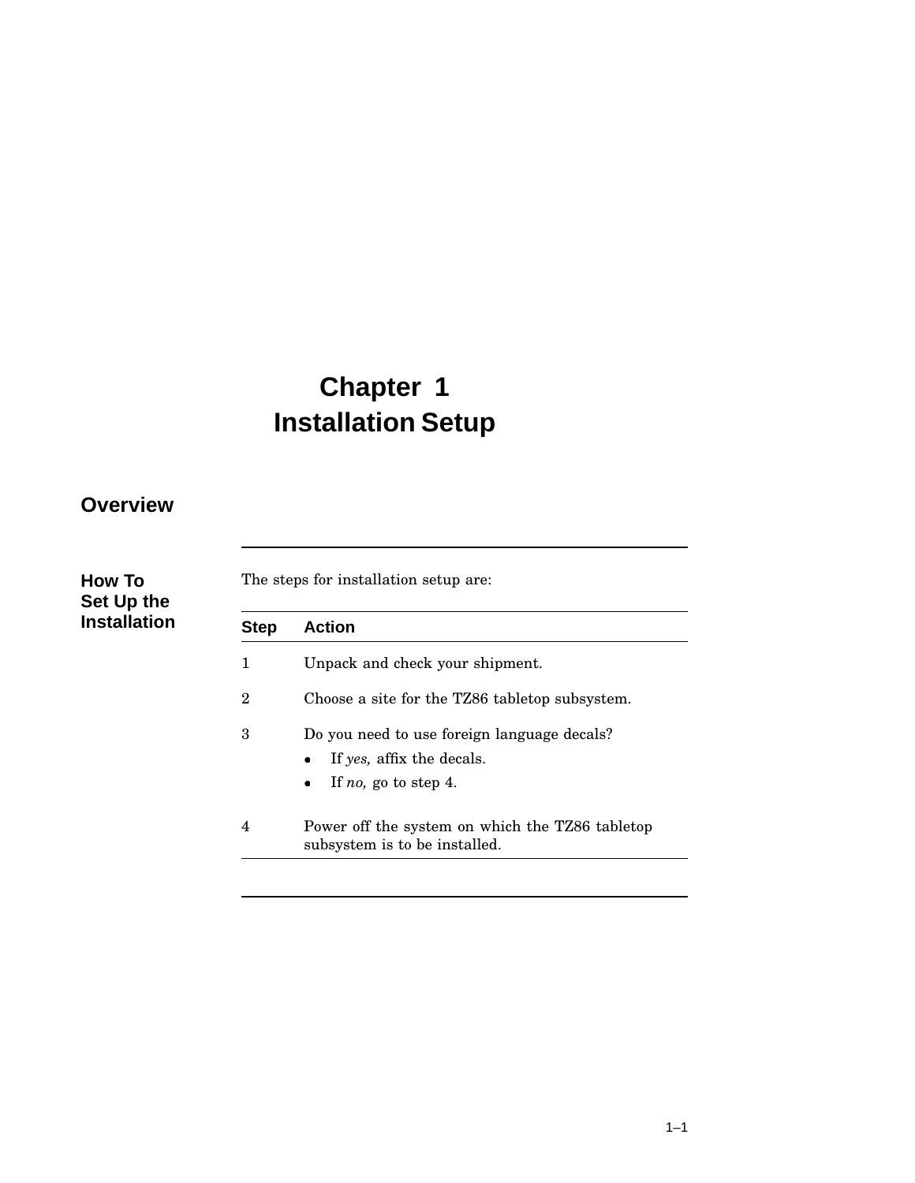# Chapter 1
# Installation Setup

## Overview

### How To Set Up the Installation

The steps for installation setup are:

| Step | Action |
|---|---|
| 1 | Unpack and check your shipment. |
| 2 | Choose a site for the TZ86 tabletop subsystem. |
| 3 | Do you need to use foreign language decals?<br>• If *yes,* affix the decals.<br>• If *no,* go to step 4. |
| 4 | Power off the system on which the TZ86 tabletop subsystem is to be installed. |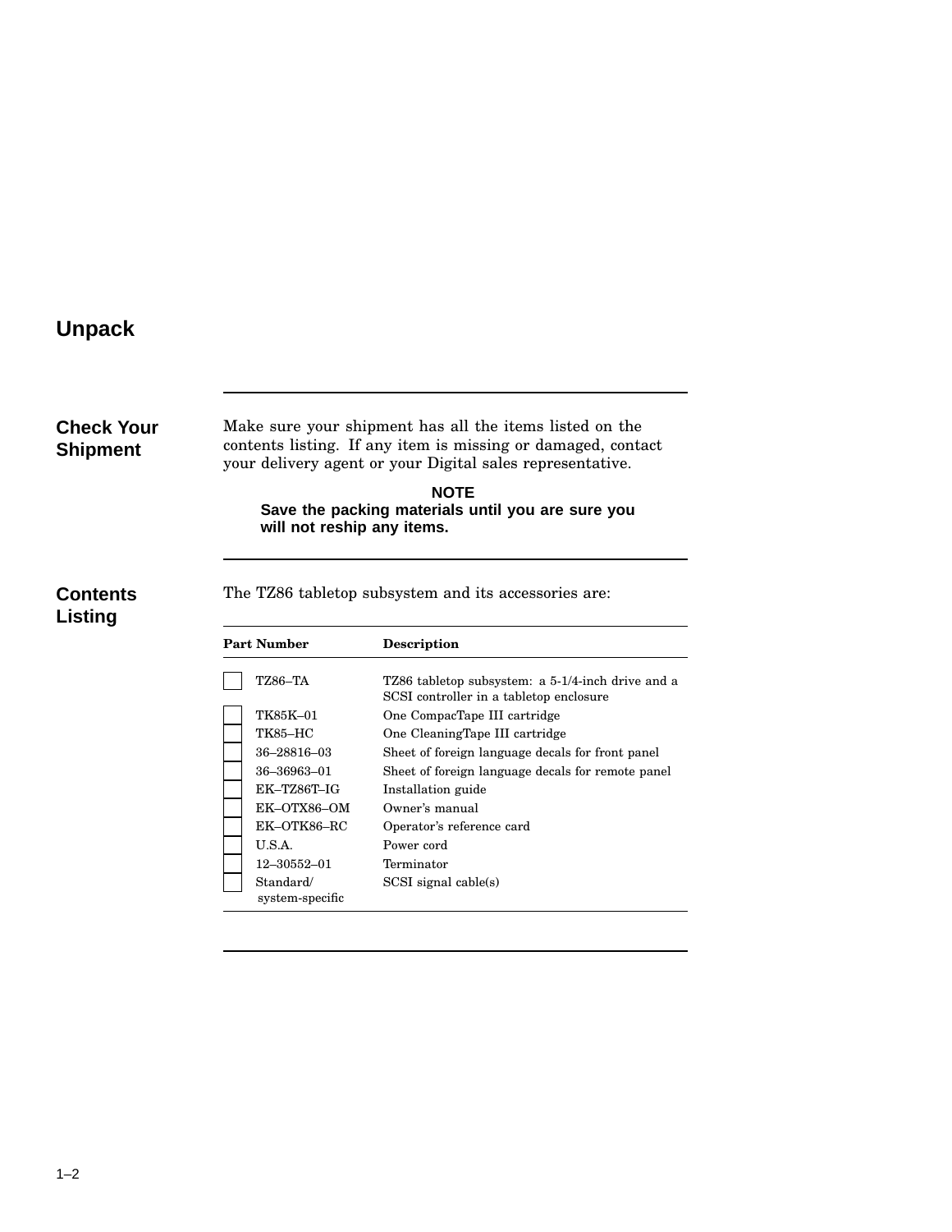# Unpack

## Check Your Shipment

Make sure your shipment has all the items listed on the contents listing. If any item is missing or damaged, contact your delivery agent or your Digital sales representative.

**NOTE**

**Save the packing materials until you are sure you will not reship any items.**

## Contents Listing

The TZ86 tabletop subsystem and its accessories are:

| | Part Number | Description |
|---|---|---|
| ☐ | TZ86–TA | TZ86 tabletop subsystem: a 5-1/4-inch drive and a SCSI controller in a tabletop enclosure |
| ☐ | TK85K–01 | One CompacTape III cartridge |
| ☐ | TK85–HC | One CleaningTape III cartridge |
| ☐ | 36–28816–03 | Sheet of foreign language decals for front panel |
| ☐ | 36–36963–01 | Sheet of foreign language decals for remote panel |
| ☐ | EK–TZ86T–IG | Installation guide |
| ☐ | EK–OTX86–OM | Owner's manual |
| ☐ | EK–OTK86–RC | Operator's reference card |
| ☐ | U.S.A. | Power cord |
| ☐ | 12–30552–01 | Terminator |
| ☐ | Standard/ system-specific | SCSI signal cable(s) |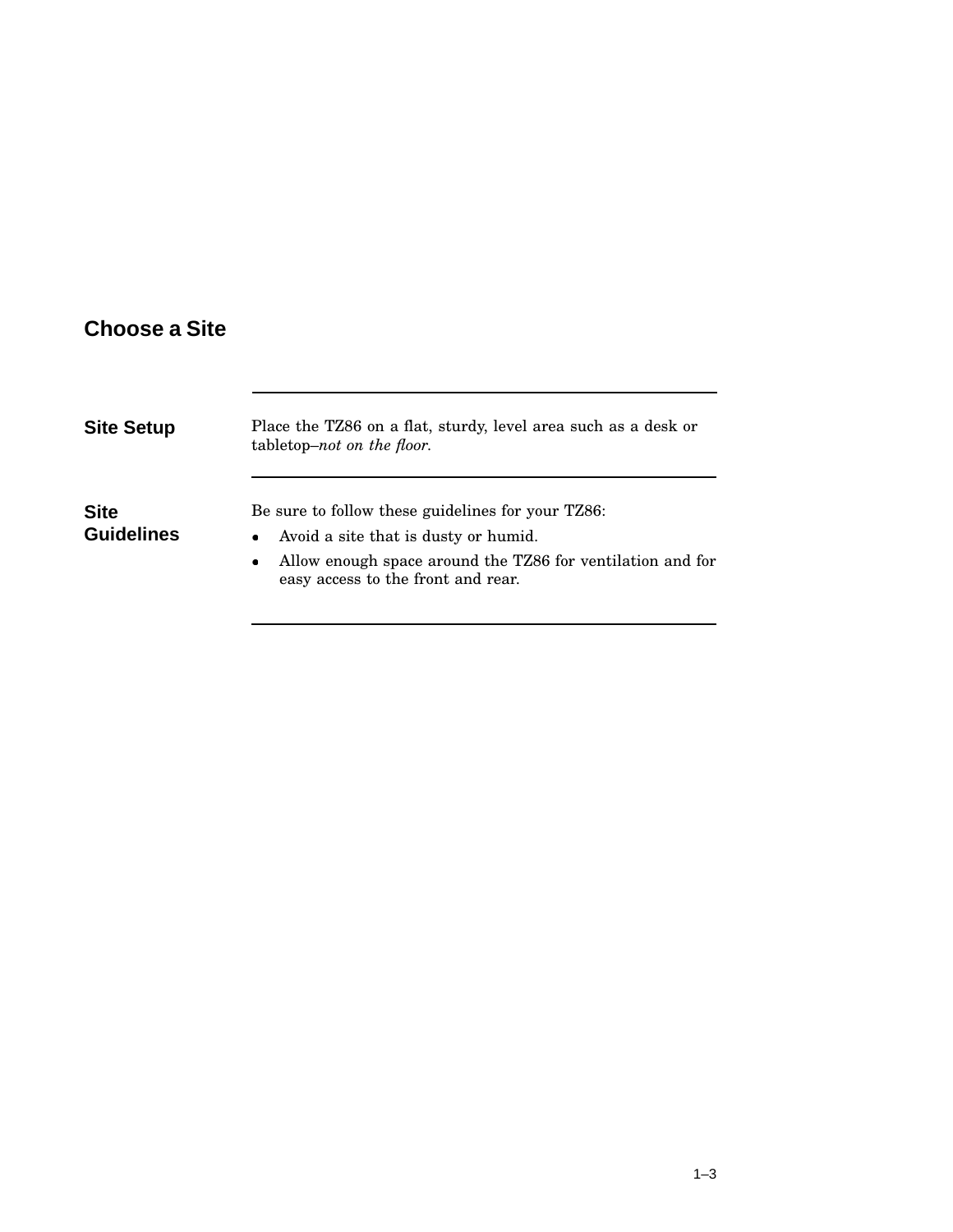## Choose a Site

### Site Setup

Place the TZ86 on a flat, sturdy, level area such as a desk or tabletop–*not on the floor*.

### Site Guidelines

Be sure to follow these guidelines for your TZ86:

- Avoid a site that is dusty or humid.
- Allow enough space around the TZ86 for ventilation and for easy access to the front and rear.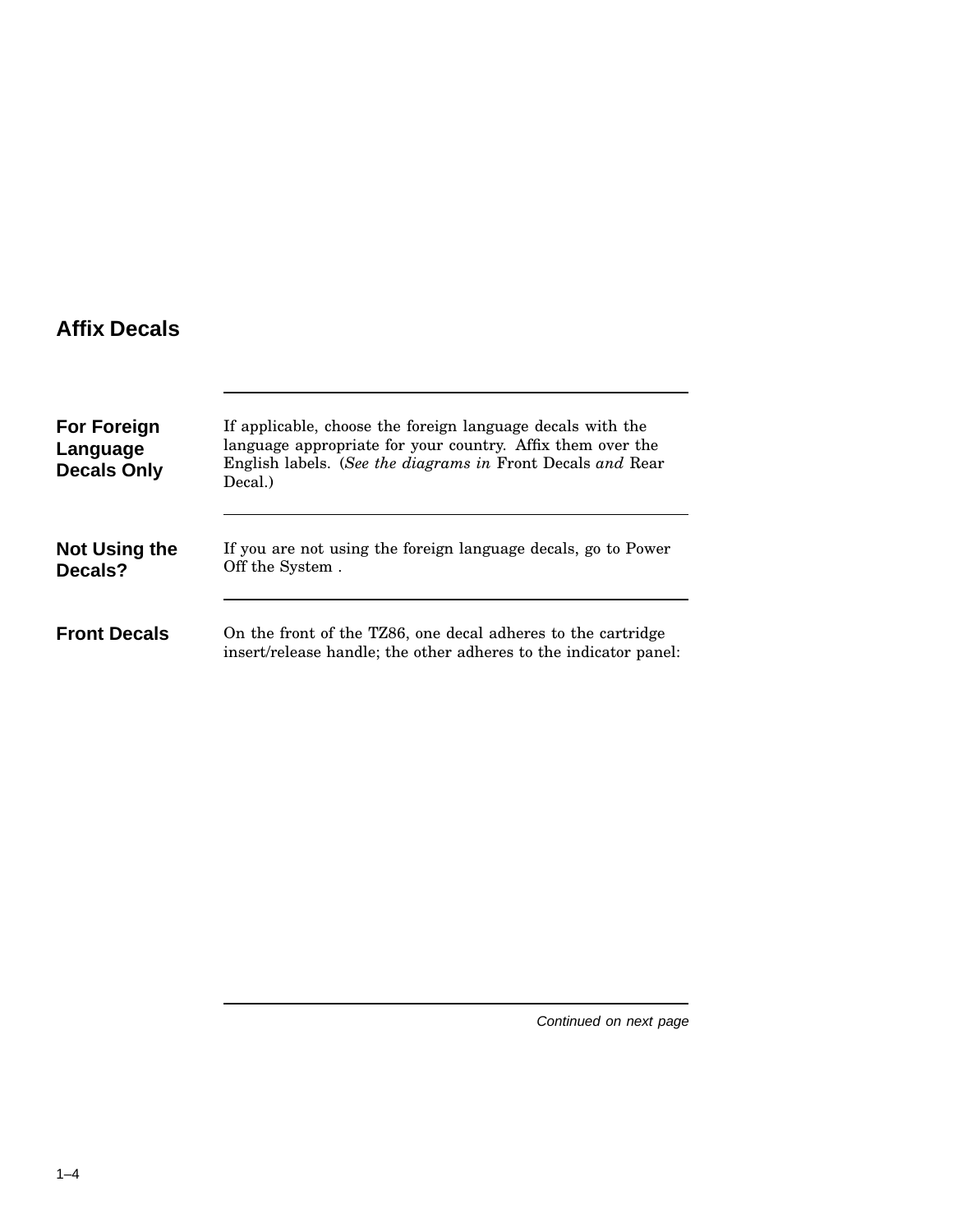## Affix Decals

### For Foreign Language Decals Only

If applicable, choose the foreign language decals with the language appropriate for your country. Affix them over the English labels. (*See the diagrams in* Front Decals *and* Rear Decal.)

### Not Using the Decals?

If you are not using the foreign language decals, go to Power Off the System .

### Front Decals

On the front of the TZ86, one decal adheres to the cartridge insert/release handle; the other adheres to the indicator panel:

*Continued on next page*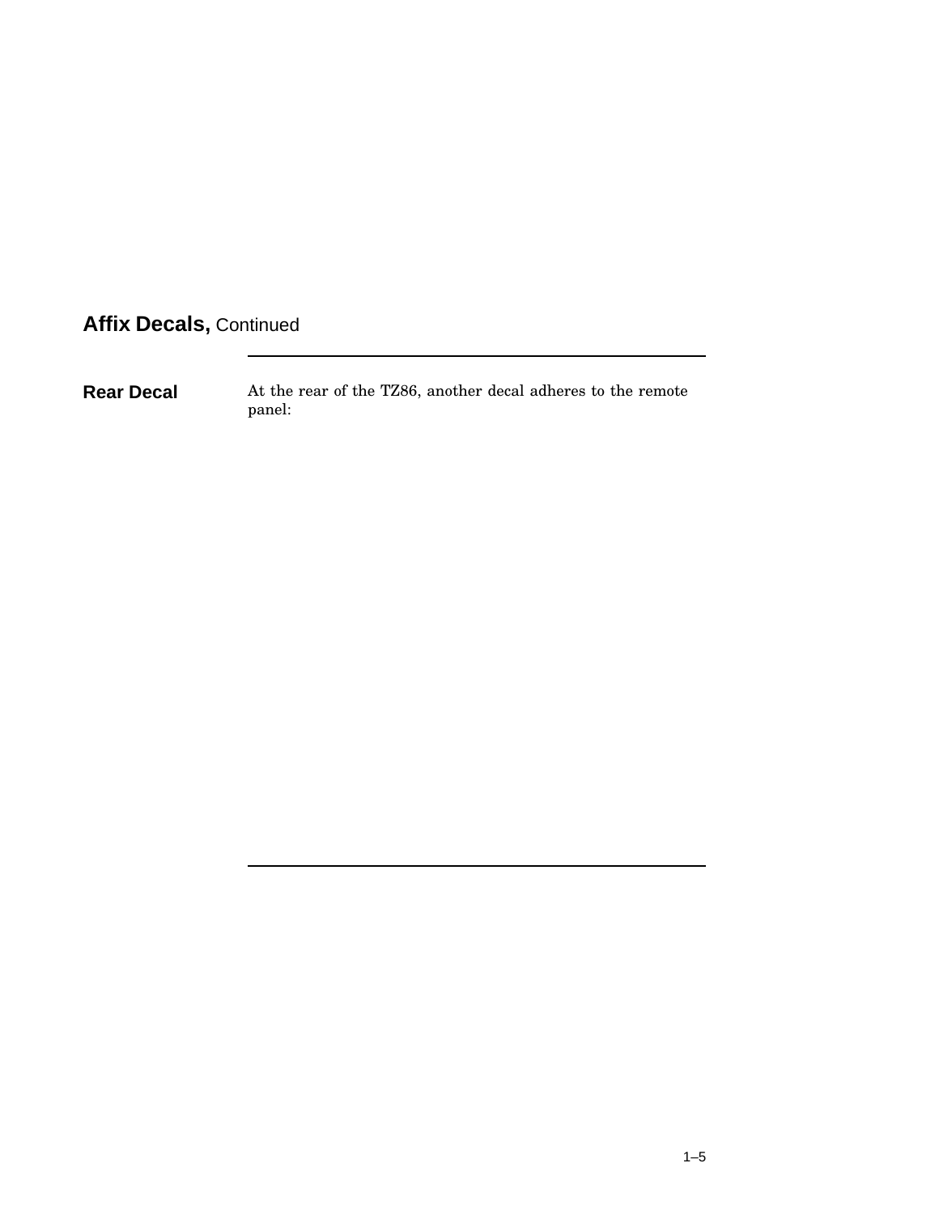## Affix Decals, Continued

---

**Rear Decal**

At the rear of the TZ86, another decal adheres to the remote panel:

---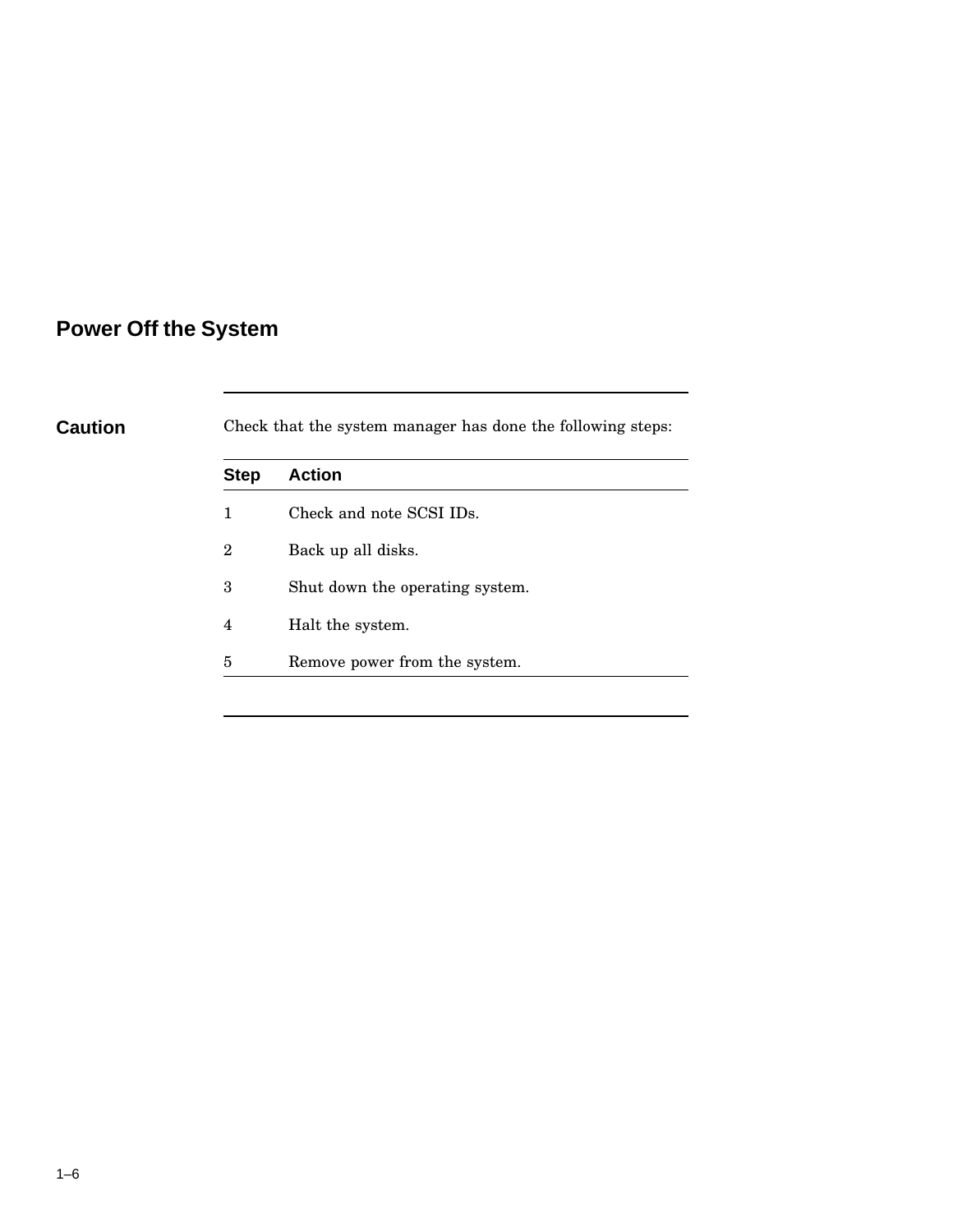## Power Off the System

**Caution**

Check that the system manager has done the following steps:

| Step | Action |
|---|---|
| 1 | Check and note SCSI IDs. |
| 2 | Back up all disks. |
| 3 | Shut down the operating system. |
| 4 | Halt the system. |
| 5 | Remove power from the system. |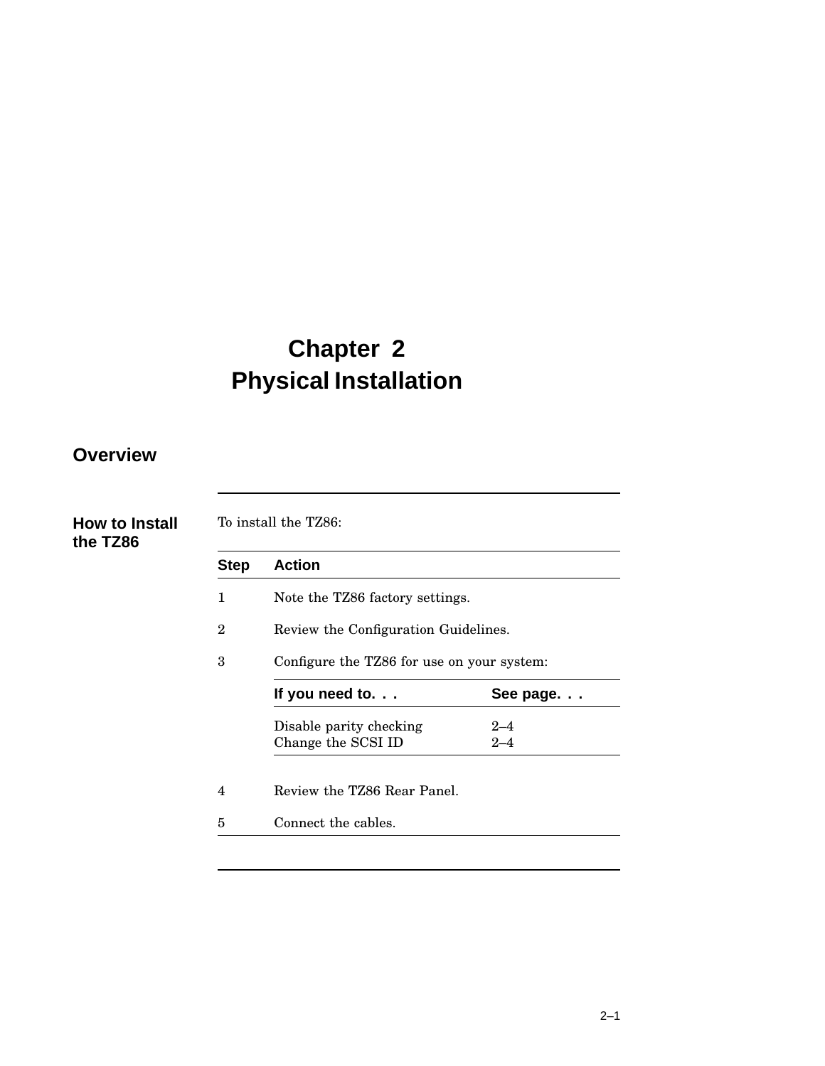# Chapter 2
# Physical Installation

## Overview

### How to Install the TZ86

To install the TZ86:

| Step | Action |
|---|---|
| 1 | Note the TZ86 factory settings. |
| 2 | Review the Configuration Guidelines. |
| 3 | Configure the TZ86 for use on your system: |
| 4 | Review the TZ86 Rear Panel. |
| 5 | Connect the cables. |

| If you need to. . . | See page. . . |
|---|---|
| Disable parity checking | 2–4 |
| Change the SCSI ID | 2–4 |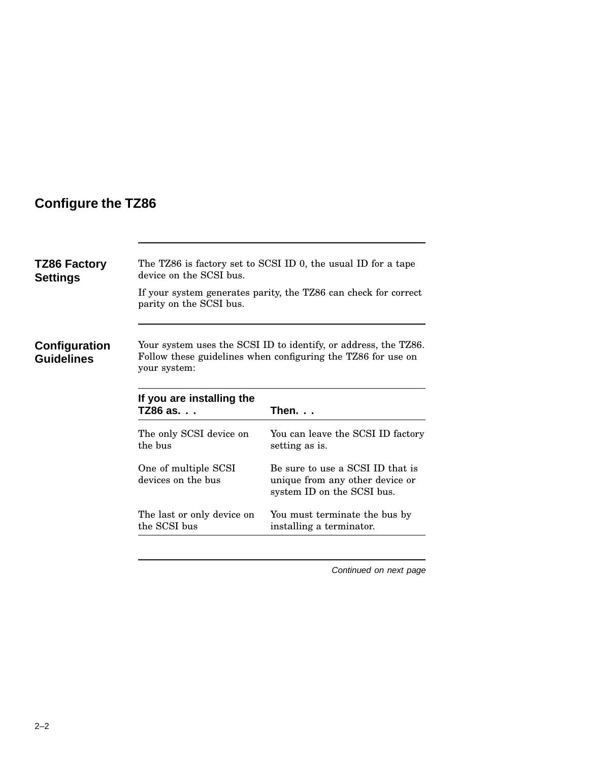## Configure the TZ86

### TZ86 Factory Settings

The TZ86 is factory set to SCSI ID 0, the usual ID for a tape device on the SCSI bus.

If your system generates parity, the TZ86 can check for correct parity on the SCSI bus.

### Configuration Guidelines

Your system uses the SCSI ID to identify, or address, the TZ86. Follow these guidelines when configuring the TZ86 for use on your system:

| If you are installing the TZ86 as. . . | Then. . . |
|---|---|
| The only SCSI device on the bus | You can leave the SCSI ID factory setting as is. |
| One of multiple SCSI devices on the bus | Be sure to use a SCSI ID that is unique from any other device or system ID on the SCSI bus. |
| The last or only device on the SCSI bus | You must terminate the bus by installing a terminator. |

*Continued on next page*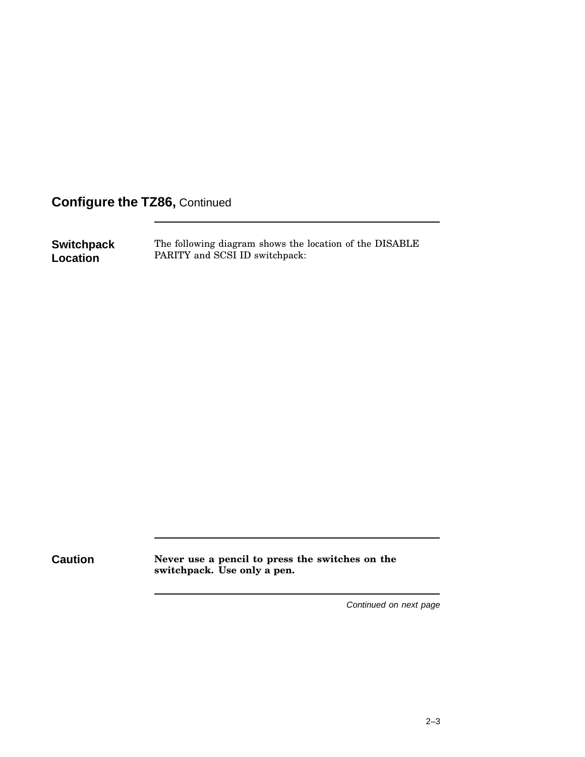## Configure the TZ86, Continued

### Switchpack Location

The following diagram shows the location of the DISABLE PARITY and SCSI ID switchpack:

### Caution

**Never use a pencil to press the switches on the switchpack. Use only a pen.**

*Continued on next page*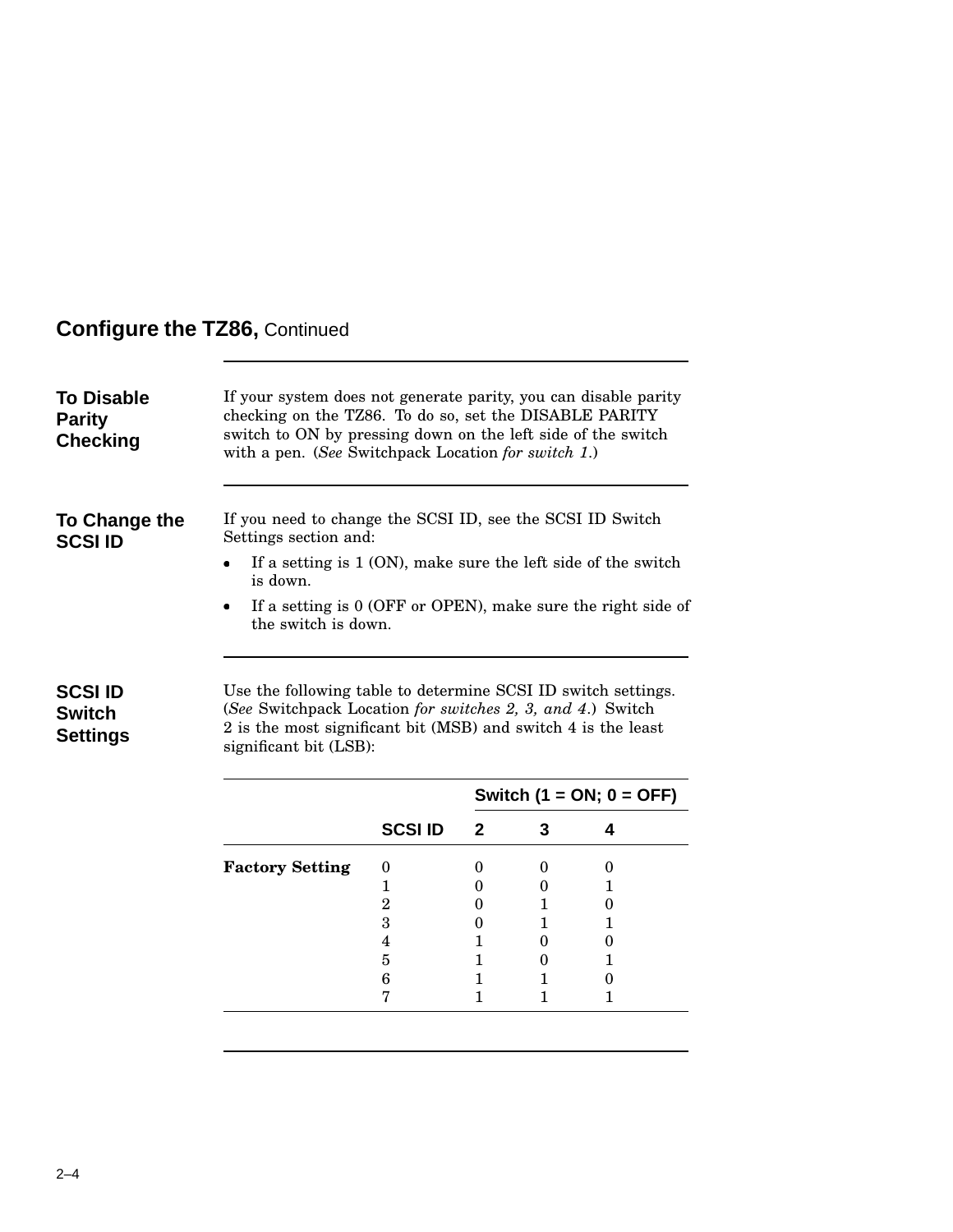## Configure the TZ86, Continued

### To Disable Parity Checking

If your system does not generate parity, you can disable parity checking on the TZ86. To do so, set the DISABLE PARITY switch to ON by pressing down on the left side of the switch with a pen. (*See* Switchpack Location *for switch 1*.)

### To Change the SCSI ID

If you need to change the SCSI ID, see the SCSI ID Switch Settings section and:

- If a setting is 1 (ON), make sure the left side of the switch is down.
- If a setting is 0 (OFF or OPEN), make sure the right side of the switch is down.

### SCSI ID Switch Settings

Use the following table to determine SCSI ID switch settings. (*See* Switchpack Location *for switches 2, 3, and 4*.) Switch 2 is the most significant bit (MSB) and switch 4 is the least significant bit (LSB):

| | | Switch (1 = ON; 0 = OFF) | | |
|---|---|---|---|---|
| | **SCSI ID** | **2** | **3** | **4** |
| **Factory Setting** | 0 | 0 | 0 | 0 |
| | 1 | 0 | 0 | 1 |
| | 2 | 0 | 1 | 0 |
| | 3 | 0 | 1 | 1 |
| | 4 | 1 | 0 | 0 |
| | 5 | 1 | 0 | 1 |
| | 6 | 1 | 1 | 0 |
| | 7 | 1 | 1 | 1 |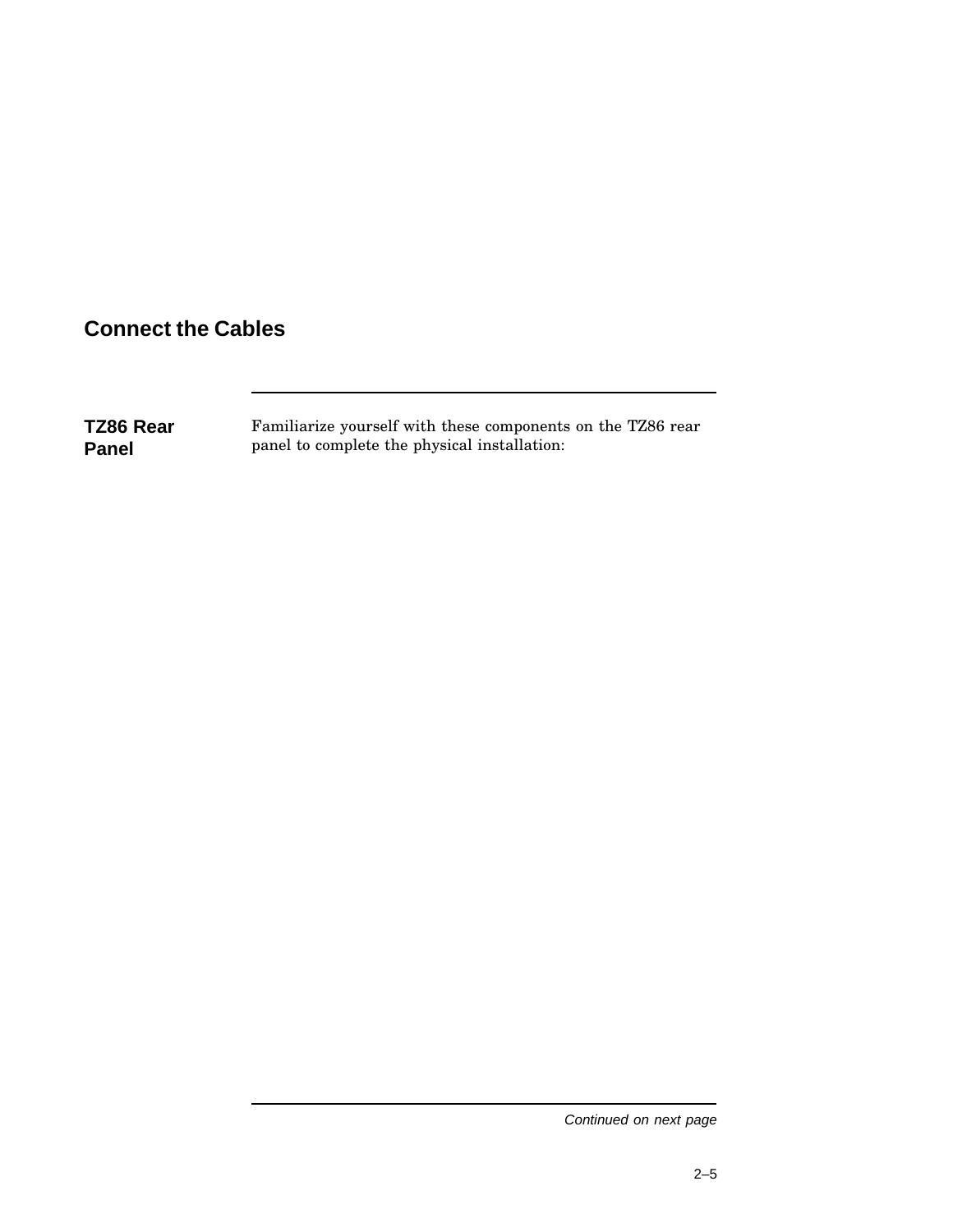## Connect the Cables

### TZ86 Rear Panel

Familiarize yourself with these components on the TZ86 rear panel to complete the physical installation:

*Continued on next page*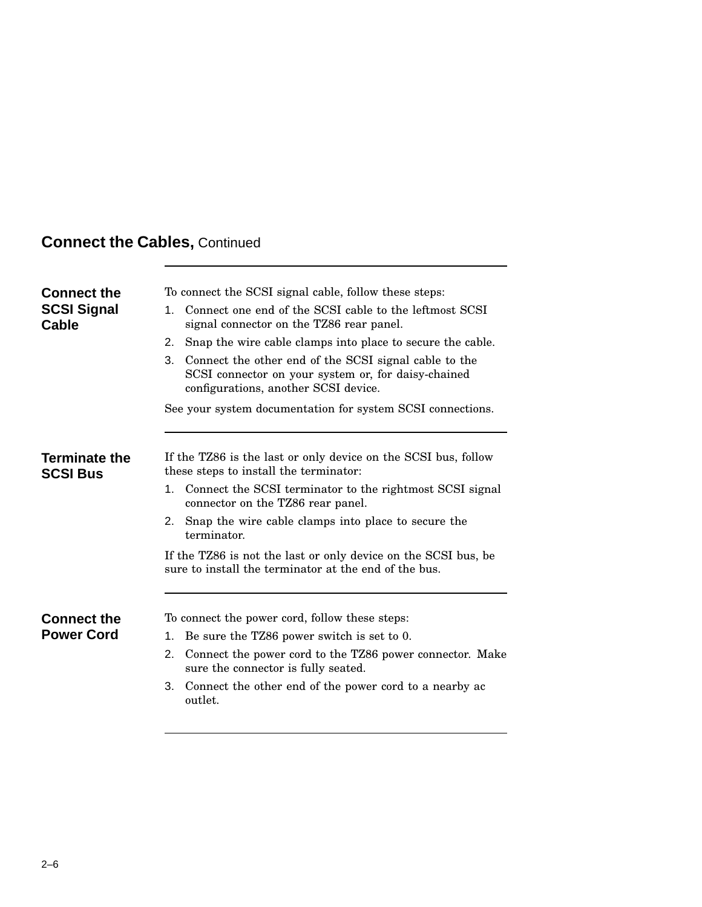## Connect the Cables, Continued

### Connect the SCSI Signal Cable

To connect the SCSI signal cable, follow these steps:

1. Connect one end of the SCSI cable to the leftmost SCSI signal connector on the TZ86 rear panel.
2. Snap the wire cable clamps into place to secure the cable.
3. Connect the other end of the SCSI signal cable to the SCSI connector on your system or, for daisy-chained configurations, another SCSI device.

See your system documentation for system SCSI connections.

### Terminate the SCSI Bus

If the TZ86 is the last or only device on the SCSI bus, follow these steps to install the terminator:

1. Connect the SCSI terminator to the rightmost SCSI signal connector on the TZ86 rear panel.
2. Snap the wire cable clamps into place to secure the terminator.

If the TZ86 is not the last or only device on the SCSI bus, be sure to install the terminator at the end of the bus.

### Connect the Power Cord

To connect the power cord, follow these steps:

1. Be sure the TZ86 power switch is set to 0.
2. Connect the power cord to the TZ86 power connector. Make sure the connector is fully seated.
3. Connect the other end of the power cord to a nearby ac outlet.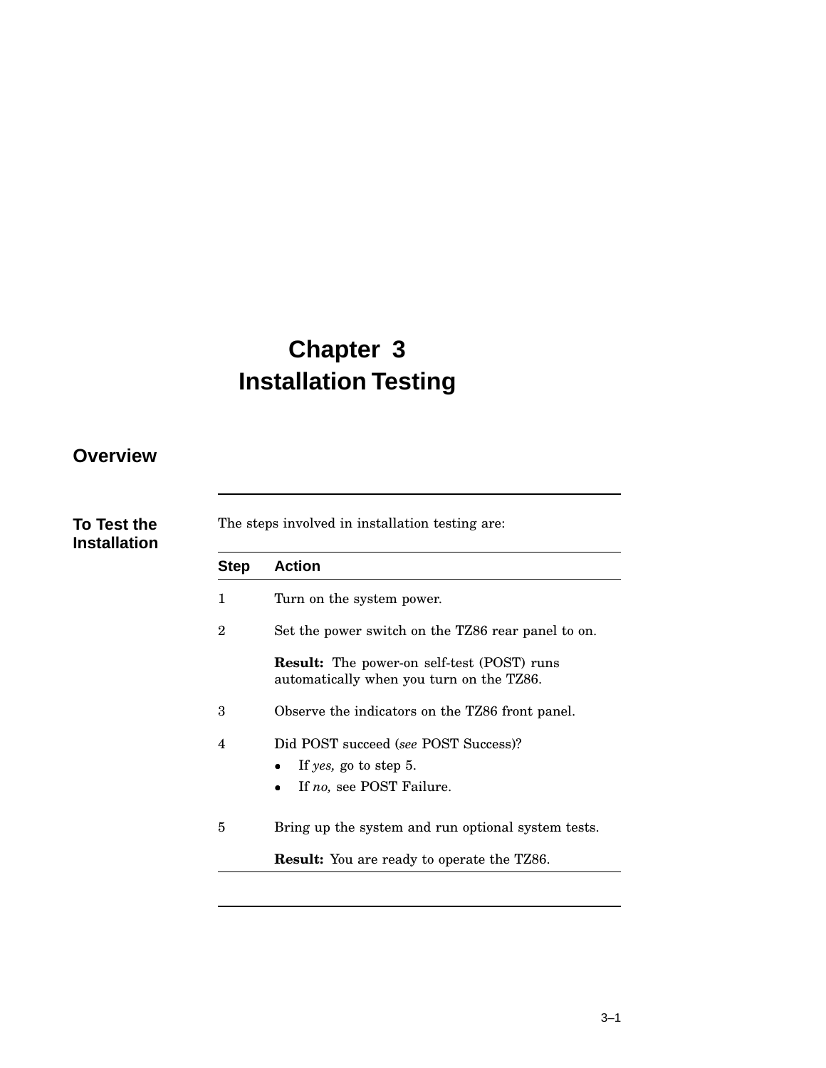# Chapter 3
# Installation Testing

## Overview

### To Test the Installation

The steps involved in installation testing are:

| Step | Action |
|---|---|
| 1 | Turn on the system power. |
| 2 | Set the power switch on the TZ86 rear panel to on.<br><br>**Result:** The power-on self-test (POST) runs automatically when you turn on the TZ86. |
| 3 | Observe the indicators on the TZ86 front panel. |
| 4 | Did POST succeed (*see* POST Success)?<br>• If *yes,* go to step 5.<br>• If *no,* see POST Failure. |
| 5 | Bring up the system and run optional system tests.<br><br>**Result:** You are ready to operate the TZ86. |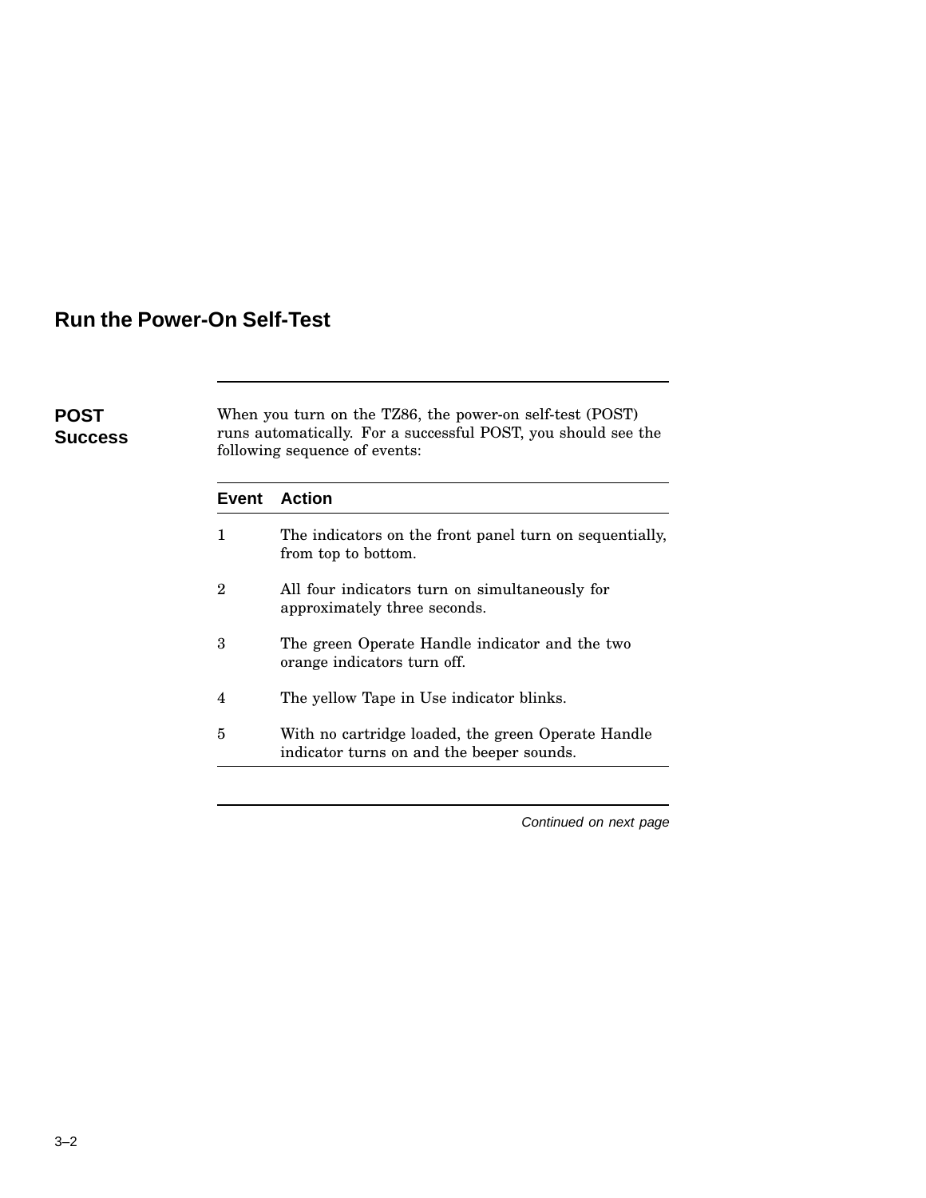## Run the Power-On Self-Test

### POST Success

When you turn on the TZ86, the power-on self-test (POST) runs automatically. For a successful POST, you should see the following sequence of events:

| Event | Action |
|---|---|
| 1 | The indicators on the front panel turn on sequentially, from top to bottom. |
| 2 | All four indicators turn on simultaneously for approximately three seconds. |
| 3 | The green Operate Handle indicator and the two orange indicators turn off. |
| 4 | The yellow Tape in Use indicator blinks. |
| 5 | With no cartridge loaded, the green Operate Handle indicator turns on and the beeper sounds. |

*Continued on next page*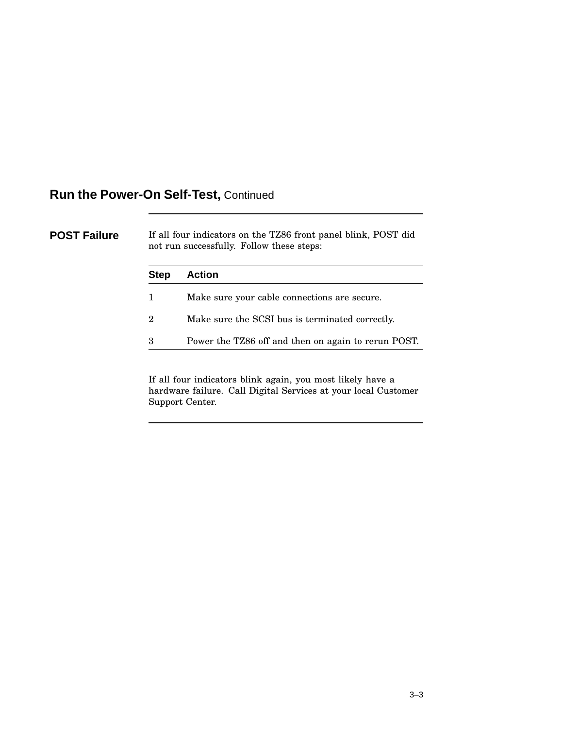## Run the Power-On Self-Test, Continued

### POST Failure

If all four indicators on the TZ86 front panel blink, POST did not run successfully. Follow these steps:

| Step | Action |
| --- | --- |
| 1 | Make sure your cable connections are secure. |
| 2 | Make sure the SCSI bus is terminated correctly. |
| 3 | Power the TZ86 off and then on again to rerun POST. |

If all four indicators blink again, you most likely have a hardware failure. Call Digital Services at your local Customer Support Center.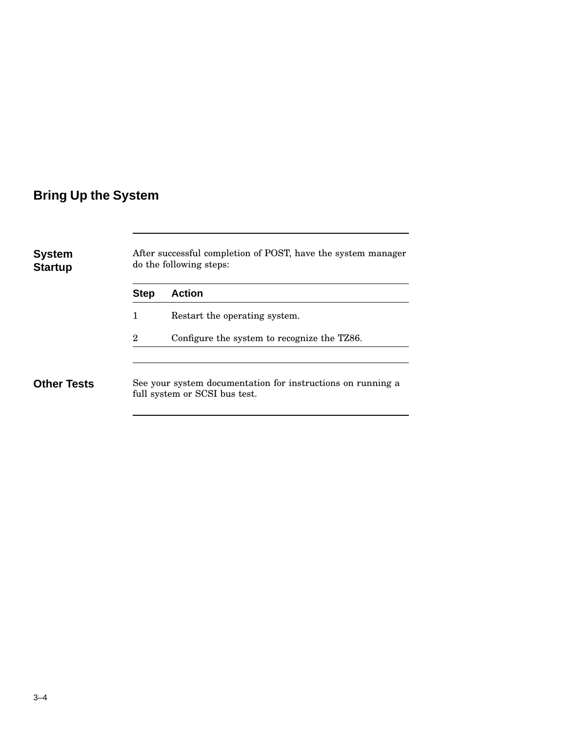## Bring Up the System

### System Startup

After successful completion of POST, have the system manager do the following steps:

| Step | Action |
|---|---|
| 1 | Restart the operating system. |
| 2 | Configure the system to recognize the TZ86. |

### Other Tests

See your system documentation for instructions on running a full system or SCSI bus test.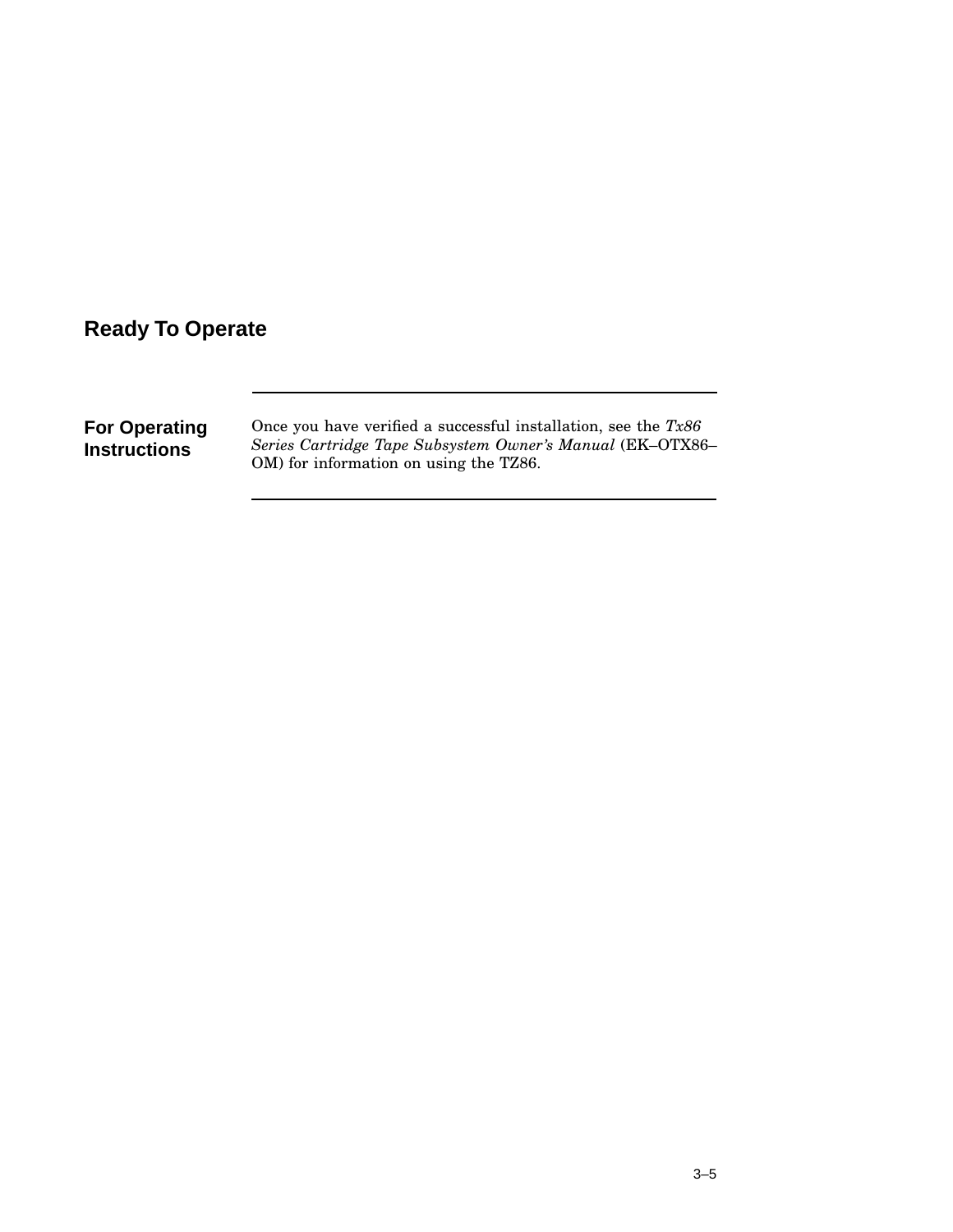## Ready To Operate

### For Operating Instructions

Once you have verified a successful installation, see the *Tx86 Series Cartridge Tape Subsystem Owner's Manual* (EK–OTX86–OM) for information on using the TZ86.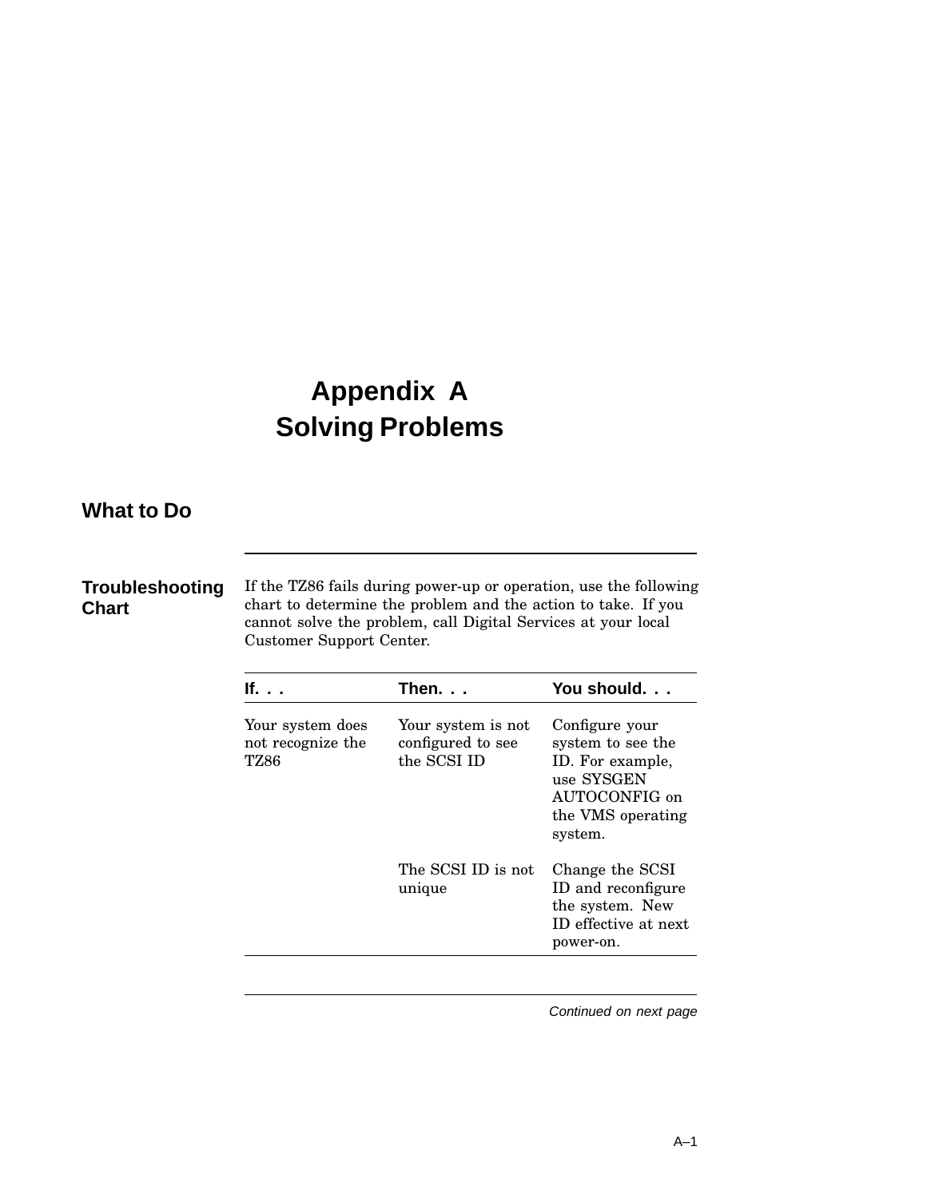# Appendix A
# Solving Problems

## What to Do

### Troubleshooting Chart

If the TZ86 fails during power-up or operation, use the following chart to determine the problem and the action to take. If you cannot solve the problem, call Digital Services at your local Customer Support Center.

| If. . . | Then. . . | You should. . . |
|---|---|---|
| Your system does not recognize the TZ86 | Your system is not configured to see the SCSI ID | Configure your system to see the ID. For example, use SYSGEN AUTOCONFIG on the VMS operating system. |
| | The SCSI ID is not unique | Change the SCSI ID and reconfigure the system. New ID effective at next power-on. |

*Continued on next page*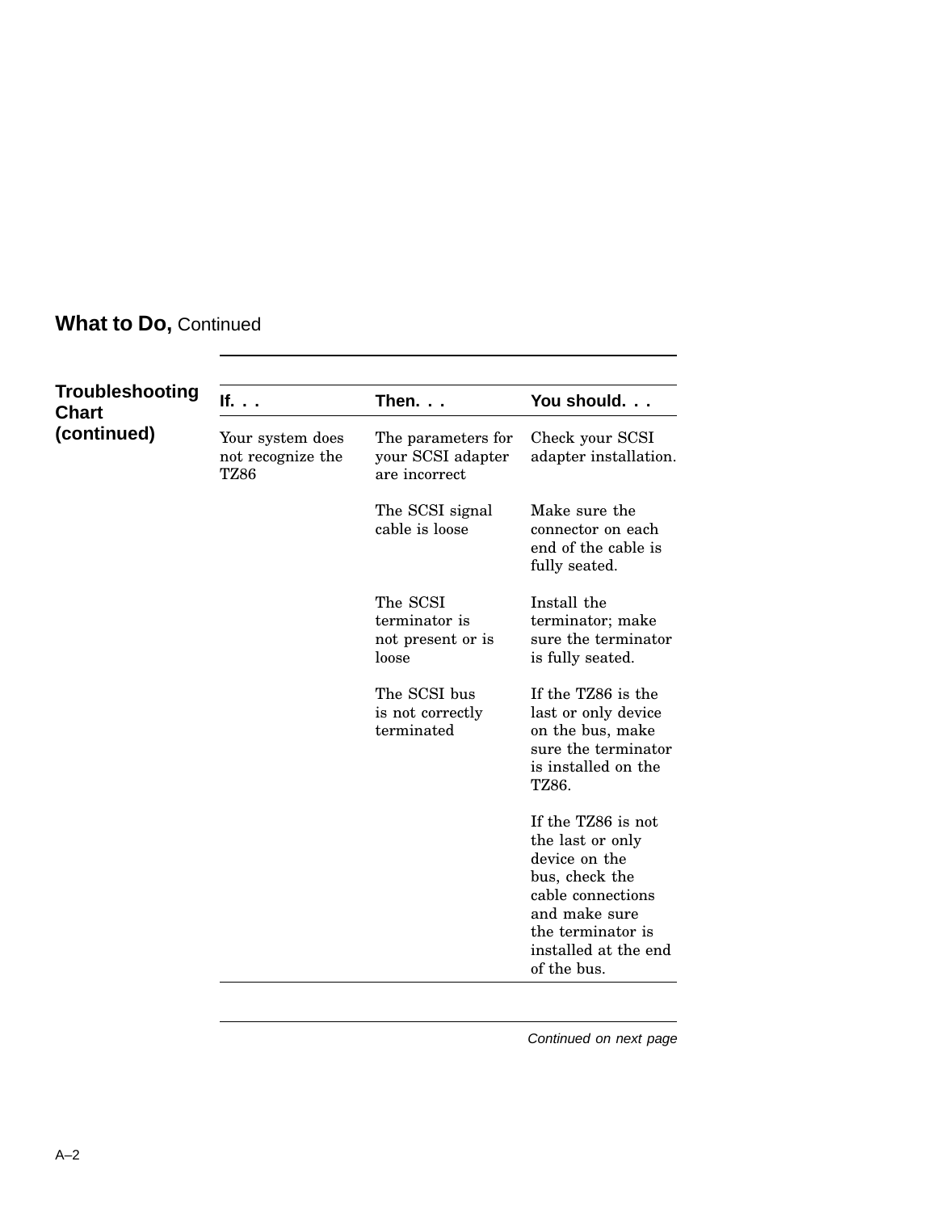## What to Do, Continued

### Troubleshooting Chart (continued)

| If. . . | Then. . . | You should. . . |
|---|---|---|
| Your system does not recognize the TZ86 | The parameters for your SCSI adapter are incorrect | Check your SCSI adapter installation. |
| | The SCSI signal cable is loose | Make sure the connector on each end of the cable is fully seated. |
| | The SCSI terminator is not present or is loose | Install the terminator; make sure the terminator is fully seated. |
| | The SCSI bus is not correctly terminated | If the TZ86 is the last or only device on the bus, make sure the terminator is installed on the TZ86.<br><br>If the TZ86 is not the last or only device on the bus, check the cable connections and make sure the terminator is installed at the end of the bus. |

*Continued on next page*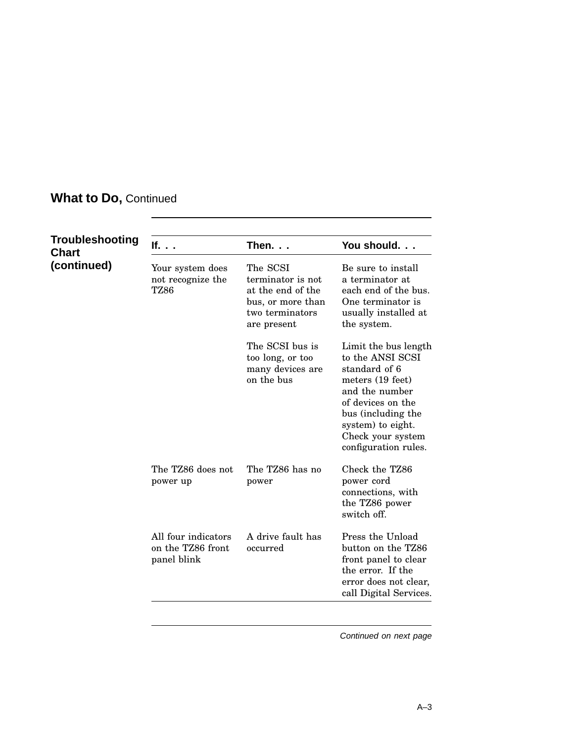## What to Do, Continued

### Troubleshooting Chart (continued)

| If. . . | Then. . . | You should. . . |
|---|---|---|
| Your system does not recognize the TZ86 | The SCSI terminator is not at the end of the bus, or more than two terminators are present | Be sure to install a terminator at each end of the bus. One terminator is usually installed at the system. |
| | The SCSI bus is too long, or too many devices are on the bus | Limit the bus length to the ANSI SCSI standard of 6 meters (19 feet) and the number of devices on the bus (including the system) to eight. Check your system configuration rules. |
| The TZ86 does not power up | The TZ86 has no power | Check the TZ86 power cord connections, with the TZ86 power switch off. |
| All four indicators on the TZ86 front panel blink | A drive fault has occurred | Press the Unload button on the TZ86 front panel to clear the error. If the error does not clear, call Digital Services. |

*Continued on next page*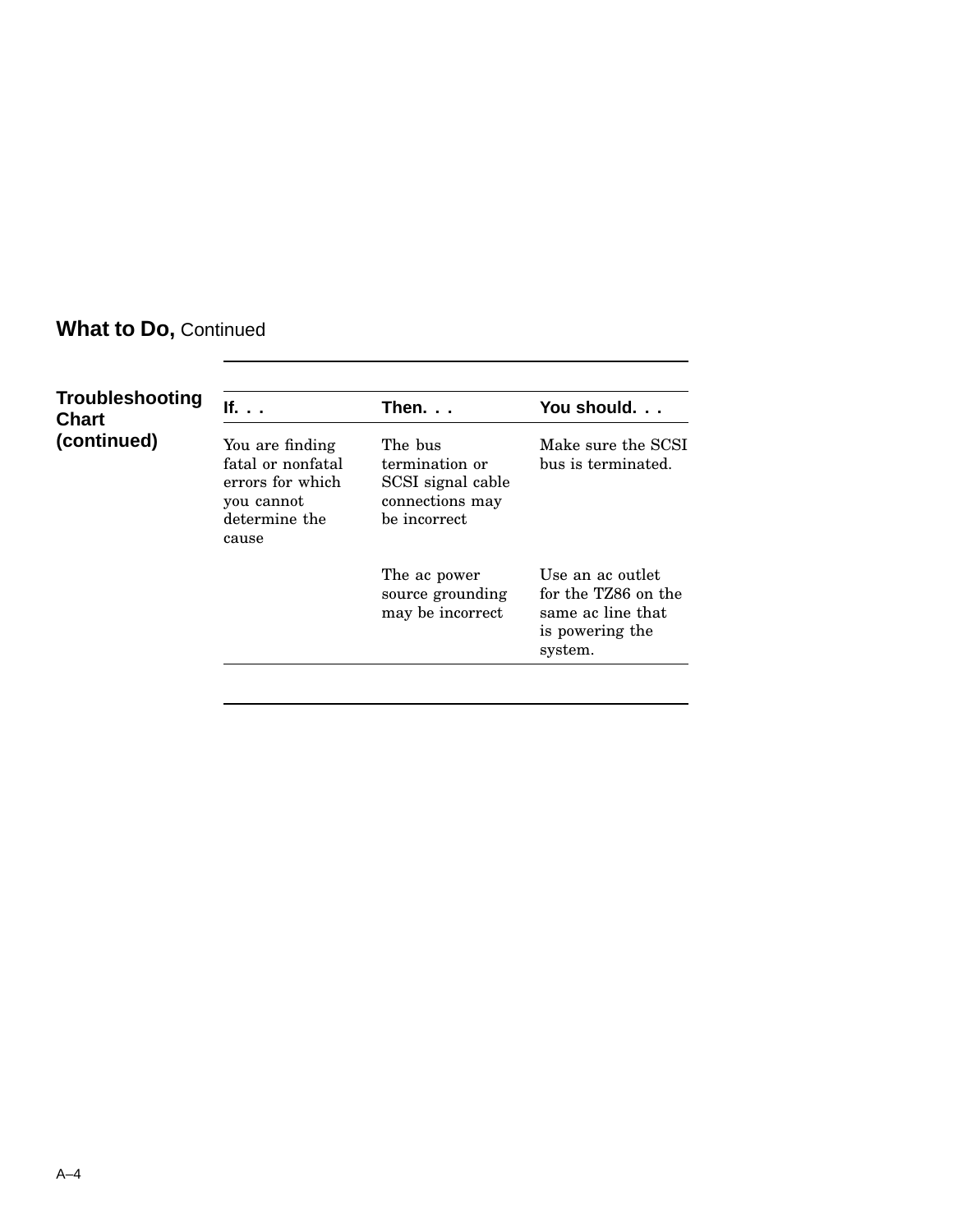## What to Do, Continued

### Troubleshooting Chart (continued)

| If. . . | Then. . . | You should. . . |
|---|---|---|
| You are finding fatal or nonfatal errors for which you cannot determine the cause | The bus termination or SCSI signal cable connections may be incorrect | Make sure the SCSI bus is terminated. |
| | The ac power source grounding may be incorrect | Use an ac outlet for the TZ86 on the same ac line that is powering the system. |